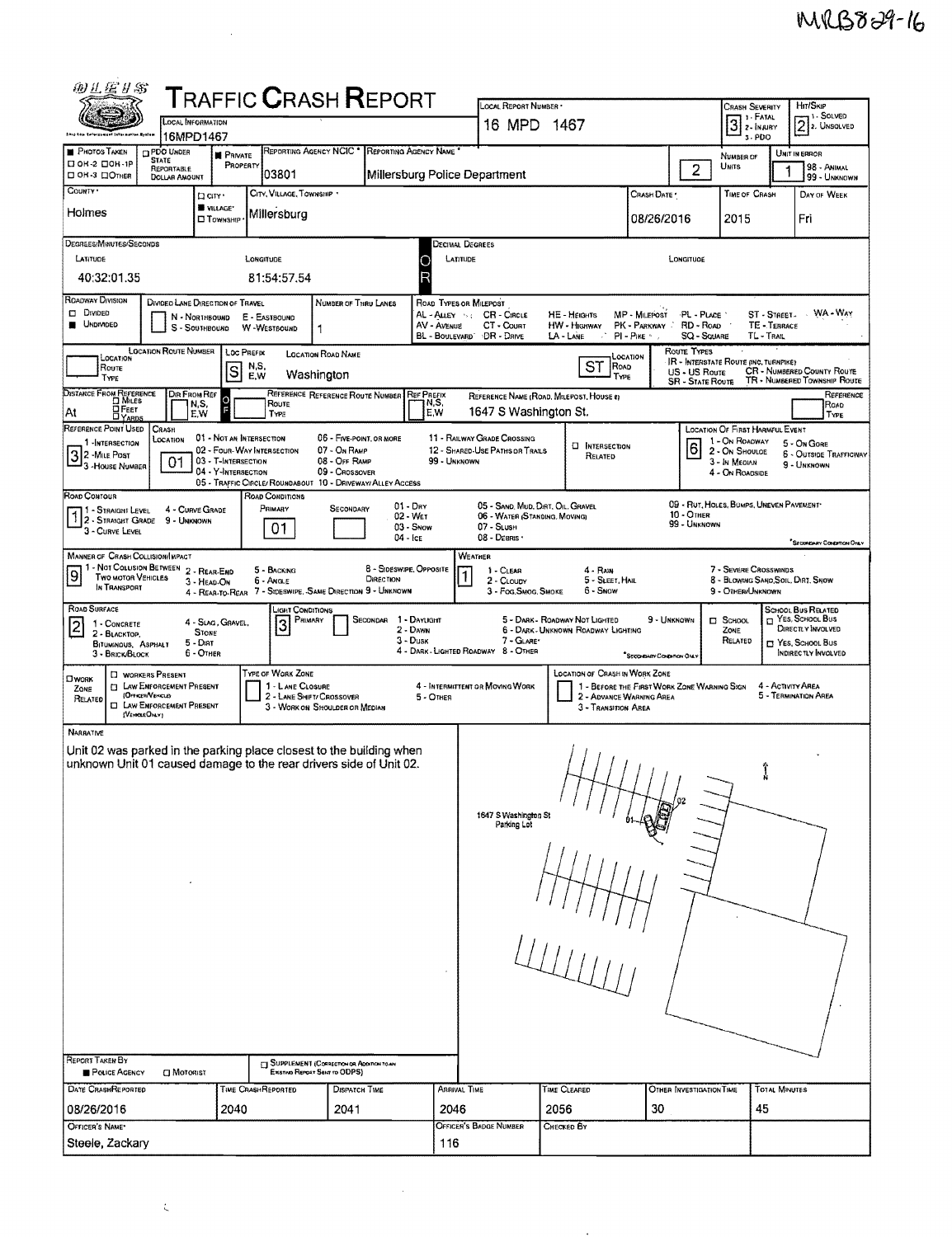MRB829-16

# TRAFFIC CRASH REPORT

| Field | Value |
|---|---|
| Local Information | 16MPD1467 |
| Local Report Number | 16 MPD 1467 |
| Crash Severity | 3 (1 - Fatal, 2 - Injury, 3 - PDO) |
| Hit/Skip | 2 (1 - Solved, 2 - Unsolved) |
| Photos Taken | |
| PDO Under State Reportable Dollar Amount | |
| Private Property | ■ |
| Reporting Agency NCIC | 03801 |
| Reporting Agency Name | Millersburg Police Department |
| Number of Units | 2 |
| Unit in Error | 1 (98 - Animal, 99 - Unknown) |
| County | Holmes |
| City/Village/Township | ■ Village — Millersburg |
| Crash Date | 08/26/2016 |
| Time of Crash | 2015 |
| Day of Week | Fri |

**Degrees/Minutes/Seconds**

| Latitude | Longitude |
|---|---|
| 40:32:01.35 | 81:54:57.54 |

**Decimal Degrees** — Latitude: / Longitude:

| Field | Value |
|---|---|
| Roadway Division | ■ Undivided |
| Divided Lane Direction of Travel | N - Northbound, S - Southbound, E - Eastbound, W - Westbound |
| Number of Thru Lanes | 1 |
| Location Route Number | |
| Loc Prefix | S |
| Location Road Name | Washington |
| Location Road Type | ST |
| Distance from Reference | At |
| Reference Name (Road, Milepost, House #) | 1647 S Washington St. |
| Reference Point Used | 3 (1 - Intersection, 2 - Mile Post, 3 - House Number) |
| Crash Location | 01 |
| Location of First Harmful Event | 6 |
| Road Contour | 1 |
| Road Conditions (Primary) | 01 |
| Manner of Crash Collision/Impact | 9 |
| Weather | 1 |
| Road Surface | 2 |
| Light Conditions (Primary) | 3 |

Road Types or Milepost: AL - Alley, AV - Avenue, BL - Boulevard, CR - Circle, CT - Court, DR - Drive, HE - Heights, HW - Highway, LA - Lane, MP - Milepost, PK - Parkway, PI - Pike, PL - Place, RD - Road, SQ - Square, ST - Street, TE - Terrace, TL - Trail, WA - Way

Route Types: IR - Interstate Route (Inc. Turnpike), US - US Route, SR - State Route, CR - Numbered County Route, TR - Numbered Township Route

Crash Location: 01 - Not an Intersection, 02 - Four-Way Intersection, 03 - T-Intersection, 04 - Y-Intersection, 05 - Traffic Circle/Roundabout, 06 - Five-Point, or More, 07 - On Ramp, 08 - Off Ramp, 09 - Crossover, 10 - Driveway/Alley Access, 11 - Railway Grade Crossing, 12 - Shared-Use Paths or Trails, 99 - Unknown

Location of First Harmful Event: 1 - On Roadway, 2 - On Shoulde, 3 - In Median, 4 - On Roadside, 5 - On Gore, 6 - Outside Trafficway, 9 - Unknown

Road Contour: 1 - Straight Level, 2 - Straight Grade, 3 - Curve Level, 4 - Curve Grade, 9 - Unknown

Road Conditions: 01 - Dry, 02 - Wet, 03 - Snow, 04 - Ice, 05 - Sand, Mud, Dirt, Oil, Gravel, 06 - Water (Standing, Moving), 07 - Slush, 08 - Debris, 09 - Rut, Holes, Bumps, Uneven Pavement, 10 - Other, 99 - Unknown

Manner of Crash Collision/Impact: 1 - Not Collision Between Two Motor Vehicles in Transport, 2 - Rear-End, 3 - Head-On, 4 - Rear-to-Rear, 5 - Backing, 6 - Angle, 7 - Sideswipe, Same Direction, 8 - Sideswipe, Opposite Direction, 9 - Unknown

Weather: 1 - Clear, 2 - Cloudy, 3 - Fog, Smog, Smoke, 4 - Rain, 5 - Sleet, Hail, 6 - Snow, 7 - Severe Crosswinds, 8 - Blowing Sand, Soil, Dirt, Snow, 9 - Other/Unknown

Road Surface: 1 - Concrete, 2 - Blacktop, Bituminous, Asphalt, 3 - Brick/Block, 4 - Slag, Gravel, Stone, 5 - Dirt, 6 - Other

Light Conditions: 1 - Daylight, 2 - Dawn, 3 - Dusk, 4 - Dark - Lighted Roadway, 5 - Dark - Roadway Not Lighted, 6 - Dark - Unknown Roadway Lighting, 7 - Glare, 8 - Other, 9 - Unknown

Work Zone: Type of Work Zone: 1 - Lane Closure, 2 - Lane Shift/Crossover, 3 - Work on Shoulder or Median, 4 - Intermittent or Moving Work, 5 - Other. Location of Crash in Work Zone: 1 - Before the First Work Zone Warning Sign, 2 - Advance Warning Area, 3 - Transition Area, 4 - Activity Area, 5 - Termination Area

## Narrative

Unit 02 was parked in the parking place closest to the building when unknown Unit 01 caused damage to the rear drivers side of Unit 02.

(Diagram labels: 1647 S Washington St Parking Lot; 01; 02; N)

| Report Taken By | Date Crash Reported | Time Crash Reported | Dispatch Time | Arrival Time | Time Cleared | Other Investigation Time | Total Minutes |
|---|---|---|---|---|---|---|---|
| ■ Police Agency | 08/26/2016 | 2040 | 2041 | 2046 | 2056 | 30 | 45 |

| Officer's Name | Officer's Badge Number | Checked By |
|---|---|---|
| Steele, Zackary | 116 | |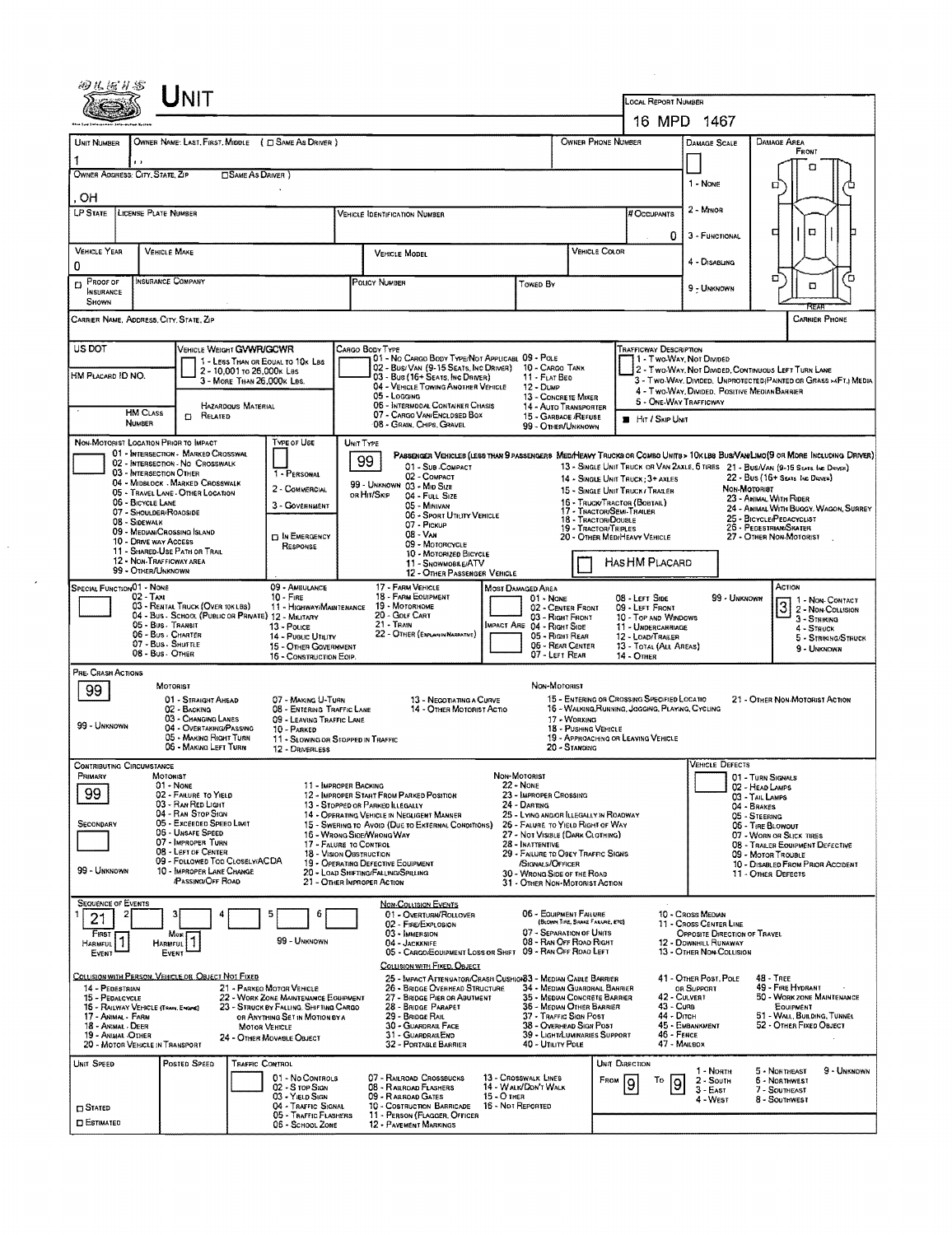# UNIT

LOCAL REPORT NUMBER: 16 MPD 1467

| UNIT NUMBER | OWNER NAME: LAST, FIRST, MIDDLE ( ☐ SAME AS DRIVER ) | OWNER PHONE NUMBER | DAMAGE SCALE | DAMAGE AREA |
|---|---|---|---|---|
| 1 | , , | | | FRONT |

OWNER ADDRESS: CITY, STATE, ZIP ☐ SAME AS DRIVER )

, OH

DAMAGE SCALE: 1 - NONE; 2 - MINOR; 3 - FUNCTIONAL; 4 - DISABLING; 9 - UNKNOWN

| LP STATE | LICENSE PLATE NUMBER | VEHICLE IDENTIFICATION NUMBER | # OCCUPANTS |
|---|---|---|---|
| | | | 0 |

| VEHICLE YEAR | VEHICLE MAKE | VEHICLE MODEL | VEHICLE COLOR |
|---|---|---|---|
| 0 | | | |

| ☐ PROOF OF INSURANCE SHOWN | INSURANCE COMPANY | POLICY NUMBER | TOWED BY |
|---|---|---|---|
| | | | |

CARRIER NAME, ADDRESS, CITY, STATE, ZIP — CARRIER PHONE

US DOT

VEHICLE WEIGHT GVWR/GCWR: 1 - LESS THAN OR EQUAL TO 10K LBS; 2 - 10,001 TO 26,000K LBS; 3 - MORE THAN 26,000K LBS.

HM PLACARD ID NO.

HM CLASS NUMBER; ☐ RELATED; HAZARDOUS MATERIAL

CARGO BODY TYPE: 01 - NO CARGO BODY TYPE/NOT APPLICABL; 02 - BUS/VAN (9-15 SEATS, INC DRIVER); 03 - BUS (16+ SEATS, INC DRIVER); 04 - VEHICLE TOWING ANOTHER VEHICLE; 05 - LOGGING; 06 - INTERMODAL CONTAINER CHASIS; 07 - CARGO VAN/ENCLOSED BOX; 08 - GRAIN, CHIPS, GRAVEL; 09 - POLE; 10 - CARGO TANK; 11 - FLAT BED; 12 - DUMP; 13 - CONCRETE MIXER; 14 - AUTO TRANSPORTER; 15 - GARBAGE /REFUSE; 99 - OTHER/UNKNOWN

TRAFFICWAY DESCRIPTION: 1 - TWO-WAY, NOT DIVIDED; 2 - TWO-WAY, NOT DIVIDED, CONTINUOUS LEFT TURN LANE; 3 - TWO-WAY, DIVIDED, UNPROTECTED (PAINTED OR GRASS >4FT.) MEDIA; 4 - TWO-WAY, DIVIDED, POSITIVE MEDIAN BARRIER; 5 - ONE-WAY TRAFFICWAY

■ HIT / SKIP UNIT

NON-MOTORIST LOCATION PRIOR TO IMPACT: 01 - INTERSECTION - MARKED CROSSWAL; 02 - INTERSECTION - NO CROSSWALK; 03 - INTERSECTION OTHER; 04 - MIDBLOCK - MARKED CROSSWALK; 05 - TRAVEL LANE - OTHER LOCATION; 06 - BICYCLE LANE; 07 - SHOULDER/ROADSIDE; 08 - SIDEWALK; 09 - MEDIAN/CROSSING ISLAND; 10 - DRIVE WAY ACCESS; 11 - SHARED-USE PATH OR TRAIL; 12 - NON-TRAFFICWAY AREA; 99 - OTHER/UNKNOWN

TYPE OF USE: 1 - PERSONAL; 2 - COMMERCIAL; 3 - GOVERNMENT; ☐ IN EMERGENCY RESPONSE

UNIT TYPE: **99**

PASSENGER VEHICLES (LESS THAN 9 PASSENGERS): 01 - SUB COMPACT; 02 - COMPACT; 99 - UNKNOWN 03 - MID SIZE; OR HIT/SKIP 04 - FULL SIZE; 05 - MINIVAN; 06 - SPORT UTILITY VEHICLE; 07 - PICKUP; 08 - VAN; 09 - MOTORCYCLE; 10 - MOTORIZED BICYCLE; 11 - SNOWMOBILE/ATV; 12 - OTHER PASSENGER VEHICLE

MED/HEAVY TRUCKS OR COMBO UNITS > 10K LBS BUS/VAN/LIMO (9 OR MORE INCLUDING DRIVER): 13 - SINGLE UNIT TRUCK OR VAN 2AXLE, 6 TIRES; 14 - SINGLE UNIT TRUCK; 3+ AXLES; 15 - SINGLE UNIT TRUCK / TRAILER; 16 - TRUCK/TRACTOR (BOBTAIL); 17 - TRACTOR/SEMI-TRAILER; 18 - TRACTOR/DOUBLE; 19 - TRACTOR/TRIPLES; 20 - OTHER MED/HEAVY VEHICLE; 21 - BUS/VAN (9-15 SEATS, INC DRIVER); 22 - BUS (16+ SEATS, INC DRIVER)

NON-MOTORIST: 23 - ANIMAL WITH RIDER; 24 - ANIMAL WITH BUGGY, WAGON, SURREY; 25 - BICYCLE/PEDACYCLIST; 26 - PEDESTRIAN/SKATER; 27 - OTHER NON-MOTORIST

☐ HAS HM PLACARD

SPECIAL FUNCTION: 01 - NONE; 02 - TAXI; 03 - RENTAL TRUCK (OVER 10K LBS); 04 - BUS - SCHOOL (PUBLIC OR PRIVATE); 05 - BUS - TRANSIT; 06 - BUS - CHARTER; 07 - BUS - SHUTTLE; 08 - BUS - OTHER; 09 - AMBULANCE; 10 - FIRE; 11 - HIGHWAY/MAINTENANCE; 12 - MILITARY; 13 - POLICE; 14 - PUBLIC UTILITY; 15 - OTHER GOVERNMENT; 16 - CONSTRUCTION EQIP.; 17 - FARM VEHICLE; 18 - FARM EQUIPMENT; 19 - MOTORHOME; 20 - GOLF CART; 21 - TRAIN; 22 - OTHER (EXPLAIN IN NARRATIVE)

MOST DAMAGED AREA: 01 - NONE; 02 - CENTER FRONT; 03 - RIGHT FRONT; IMPACT ARE 04 - RIGHT SIDE; 05 - RIGHT REAR; 06 - REAR CENTER; 07 - LEFT REAR; 08 - LEFT SIDE; 09 - LEFT FRONT; 10 - TOP AND WINDOWS; 11 - UNDERCARRIAGE; 12 - LOAD/TRAILER; 13 - TOTAL (ALL AREAS); 14 - OTHER; 99 - UNKNOWN

ACTION: **3** — 1 - NON-CONTACT; 2 - NON-COLLISION; 3 - STRIKING; 4 - STRUCK; 5 - STRIKING/STRUCK; 9 - UNKNOWN

PRE-CRASH ACTIONS: **99**

MOTORIST: 01 - STRAIGHT AHEAD; 02 - BACKING; 03 - CHANGING LANES; 04 - OVERTAKING/PASSING; 05 - MAKING RIGHT TURN; 06 - MAKING LEFT TURN; 07 - MAKING U-TURN; 08 - ENTERING TRAFFIC LANE; 09 - LEAVING TRAFFIC LANE; 10 - PARKED; 11 - SLOWING OR STOPPED IN TRAFFIC; 12 - DRIVERLESS; 13 - NEGOTIATING A CURVE; 14 - OTHER MOTORIST ACTIO; 99 - UNKNOWN

NON-MOTORIST: 15 - ENTERING OR CROSSING SPECIFIED LOCATIO; 16 - WALKING, RUNNING, JOGGING, PLAYING, CYCLING; 17 - WORKING; 18 - PUSHING VEHICLE; 19 - APPROACHING OR LEAVING VEHICLE; 20 - STANDING; 21 - OTHER NON-MOTORIST ACTION

CONTRIBUTING CIRCUMSTANCE: PRIMARY **99**; SECONDARY; 99 - UNKNOWN

MOTORIST: 01 - NONE; 02 - FAILURE TO YIELD; 03 - RAN RED LIGHT; 04 - RAN STOP SIGN; 05 - EXCEEDED SPEED LIMIT; 06 - UNSAFE SPEED; 07 - IMPROPER TURN; 08 - LEFT OF CENTER; 09 - FOLLOWED TOO CLOSELY/ACDA; 10 - IMPROPER LANE CHANGE /PASSING/OFF ROAD; 11 - IMPROPER BACKING; 12 - IMPROPER START FROM PARKED POSITION; 13 - STOPPED OR PARKED ILLEGALLY; 14 - OPERATING VEHICLE IN NEGLIGENT MANNER; 15 - SWERING TO AVOID (DUE TO EXTERNAL CONDITIONS); 16 - WRONG SIDE/WRONG WAY; 17 - FAILURE TO CONTROL; 18 - VISION OBSTRUCTION; 19 - OPERATING DEFECTIVE EQUIPMENT; 20 - LOAD SHIFTING/FALLING/SPILLING; 21 - OTHER IMPROPER ACTION

NON-MOTORIST: 22 - NONE; 23 - IMPROPER CROSSING; 24 - DARTING; 25 - LYING AND/OR ILLEGALLY IN ROADWAY; 26 - FALURE TO YIELD RIGHT OF WAY; 27 - NOT VISIBLE (DARK CLOTHING); 28 - INATTENTIVE; 29 - FAILURE TO OBEY TRAFFIC SIGNS /SIGNALS/OFFICER; 30 - WRONG SIDE OF THE ROAD; 31 - OTHER NON-MOTORIST ACTION

VEHICLE DEFECTS: 01 - TURN SIGNALS; 02 - HEAD LAMPS; 03 - TAIL LAMPS; 04 - BRAKES; 05 - STEERING; 06 - TIRE BLOWOUT; 07 - WORN OR SLICK TIRES; 08 - TRAILER EQUIPMENT DEFECTIVE; 09 - MOTOR TROUBLE; 10 - DISABLED FROM PRIOR ACCIDENT; 11 - OTHER DEFECTS

SEQUENCE OF EVENTS: 1: **21**; 2; 3; 4; 5; 6; FIRST HARMFUL EVENT: **1**; MOST HARMFUL EVENT: **1**; 99 - UNKNOWN

NON-COLLISION EVENTS: 01 - OVERTURN/ROLLOVER; 02 - FIRE/EXPLOSION; 03 - IMMERSION; 04 - JACKKNIFE; 05 - CARGO/EQUIPMENT LOSS OR SHIFT; 06 - EQUIPMENT FAILURE (BLOWN TIRE, BRAKE FAILURE, ETC); 07 - SEPARATION OF UNITS; 08 - RAN OFF ROAD RIGHT; 09 - RAN OFF ROAD LEFT; 10 - CROSS MEDIAN; 11 - CROSS CENTER LINE OPPOSITE DIRECTION OF TRAVEL; 12 - DOWNHILL RUNAWAY; 13 - OTHER NON-COLLISION

COLLISION WITH PERSON, VEHICLE OR OBJECT NOT FIXED: 14 - PEDESTRIAN; 15 - PEDALCYCLE; 16 - RAILWAY VEHICLE (TRAIN, ENGINE); 17 - ANIMAL - FARM; 18 - ANIMAL - DEER; 19 - ANIMAL - OTHER; 20 - MOTOR VEHICLE IN TRANSPORT; 21 - PARKED MOTOR VEHICLE; 22 - WORK ZONE MAINTENANCE EQUIPMENT; 23 - STRUCK BY FALLING, SHIFTING CARGO OR ANYTHING SET IN MOTION BY A MOTOR VEHICLE; 24 - OTHER MOVABLE OBJECT

COLLISION WITH FIXED, OBJECT: 25 - IMPACT ATTENUATOR/CRASH CUSHION; 26 - BRIDGE OVERHEAD STRUCTURE; 27 - BRIDGE PIER OR ABUTMENT; 28 - BRIDGE PARAPET; 29 - BRIDGE RAIL; 30 - GUARDRAIL FACE; 31 - GUARDRAIL END; 32 - PORTABLE BARRIER; 33 - MEDIAN CABLE BARRIER; 34 - MEDIAN GUARDRAIL BARRIER; 35 - MEDIAN CONCRETE BARRIER; 36 - MEDIAN OTHER BARRIER; 37 - TRAFFIC SIGN POST; 38 - OVERHEAD SIGN POST; 39 - LIGHT/LUMINARIES SUPPORT; 40 - UTILITY POLE; 41 - OTHER POST, POLE OR SUPPORT; 42 - CULVERT; 43 - CURB; 44 - DITCH; 45 - EMBANKMENT; 46 - FENCE; 47 - MAILBOX; 48 - TREE; 49 - FIRE HYDRANT; 50 - WORK ZONE MAINTENANCE EQUIPMENT; 51 - WALL, BUILDING, TUNNEL; 52 - OTHER FIXED OBJECT

UNIT SPEED; POSTED SPEED; ☐ STATED; ☐ ESTIMATED

TRAFFIC CONTROL: 01 - NO CONTROLS; 02 - STOP SIGN; 03 - YIELD SIGN; 04 - TRAFFIC SIGNAL; 05 - TRAFFIC FLASHERS; 06 - SCHOOL ZONE; 07 - RAILROAD CROSSBUCKS; 08 - RAILROAD FLASHERS; 09 - RAILROAD GATES; 10 - COSTRUCTION BARRICADE; 11 - PERSON (FLAGGER, OFFICER; 12 - PAVEMENT MARKINGS; 13 - CROSSWALK LINES; 14 - WALK/DON'T WALK; 15 - OTHER; 16 - NOT REPORTED

UNIT DIRECTION: FROM **9** TO **9** — 1 - NORTH; 2 - SOUTH; 3 - EAST; 4 - WEST; 5 - NORTHEAST; 6 - NORTHWEST; 7 - SOUTHEAST; 8 - SOUTHWEST; 9 - UNKNOWN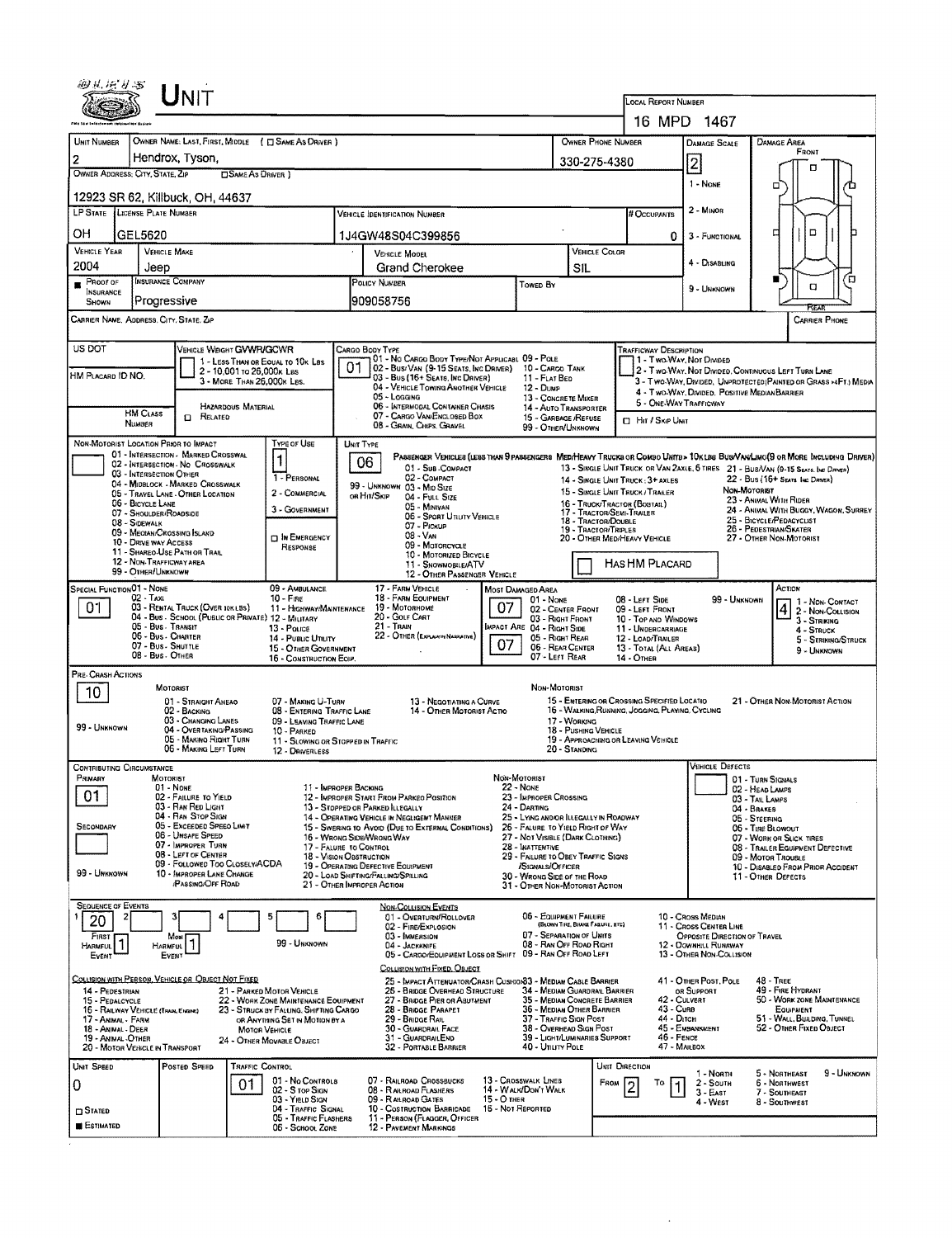# UNIT

LOCAL REPORT NUMBER: 16 MPD 1467

| UNIT NUMBER | OWNER NAME: LAST, FIRST, MIDDLE ( ☐ SAME AS DRIVER ) | OWNER PHONE NUMBER | DAMAGE SCALE | DAMAGE AREA |
| --- | --- | --- | --- | --- |
| 2 | Hendrox, Tyson, | 330-275-4380 | 2 | FRONT / REAR |

OWNER ADDRESS: CITY, STATE, ZIP ☐ SAME AS DRIVER )
12923 SR 62, Killbuck, OH, 44637

DAMAGE SCALE: 1 - NONE; 2 - MINOR; 3 - FUNCTIONAL; 4 - DISABLING; 9 - UNKNOWN

| LP STATE | LICENSE PLATE NUMBER | VEHICLE IDENTIFICATION NUMBER | # OCCUPANTS |
| --- | --- | --- | --- |
| OH | GEL5620 | 1J4GW48S04C399856 | 0 |

| VEHICLE YEAR | VEHICLE MAKE | VEHICLE MODEL | VEHICLE COLOR |
| --- | --- | --- | --- |
| 2004 | Jeep | Grand Cherokee | SIL |

| PROOF OF INSURANCE SHOWN | INSURANCE COMPANY | POLICY NUMBER | TOWED BY |
| --- | --- | --- | --- |
| ■ | Progressive | 909058756 | |

CARRIER NAME, ADDRESS, CITY, STATE, ZIP

CARRIER PHONE

US DOT

HM PLACARD ID NO.

HM CLASS NUMBER

VEHICLE WEIGHT GVWR/GCWR: 1 - LESS THAN OR EQUAL TO 10K LBS; 2 - 10,001 TO 26,000K LBS; 3 - MORE THAN 26,000K LBS.

HAZARDOUS MATERIAL ☐ RELATED

CARGO BODY TYPE: 01
01 - NO CARGO BODY TYPE/NOT APPLICABL; 02 - BUS/VAN (9-15 SEATS, INC DRIVER); 03 - BUS (16+ SEATS, INC DRIVER); 04 - VEHICLE TOWING ANOTHER VEHICLE; 05 - LOGGING; 06 - INTERMODAL CONTAINER CHASIS; 07 - CARGO VAN/ENCLOSED BOX; 08 - GRAIN, CHIPS, GRAVEL; 09 - POLE; 10 - CARGO TANK; 11 - FLAT BED; 12 - DUMP; 13 - CONCRETE MIXER; 14 - AUTO TRANSPORTER; 15 - GARBAGE /REFUSE; 99 - OTHER/UNKNOWN

TRAFFICWAY DESCRIPTION: 1 - TWO-WAY, NOT DIVIDED; 2 - TWO-WAY, NOT DIVIDED, CONTINUOUS LEFT TURN LANE; 3 - TWO-WAY, DIVIDED, UNPROTECTED (PAINTED OR GRASS >4FT.) MEDIA; 4 - TWO-WAY, DIVIDED, POSITIVE MEDIAN BARRIER; 5 - ONE-WAY TRAFFICWAY

☐ HIT / SKIP UNIT

NON-MOTORIST LOCATION PRIOR TO IMPACT: 01 - INTERSECTION - MARKED CROSSWAL; 02 - INTERSECTION - NO CROSSWALK; 03 - INTERSECTION OTHER; 04 - MIDBLOCK - MARKED CROSSWALK; 05 - TRAVEL LANE - OTHER LOCATION; 06 - BICYCLE LANE; 07 - SHOULDER/ROADSIDE; 08 - SIDEWALK; 09 - MEDIAN/CROSSING ISLAND; 10 - DRIVE WAY ACCESS; 11 - SHARED-USE PATH OR TRAIL; 12 - NON-TRAFFICWAY AREA; 99 - OTHER/UNKNOWN

TYPE OF USE: 1
1 - PERSONAL; 2 - COMMERCIAL; 3 - GOVERNMENT; ☐ IN EMERGENCY RESPONSE

UNIT TYPE: 06
PASSENGER VEHICLES (LESS THAN 9 PASSENGERS MED/HEAVY TRUCKS OR COMBO UNITS > 10K LBS BUS/VAN/LIMO (9 OR MORE INCLUDING DRIVER)
01 - SUB-COMPACT; 02 - COMPACT; 99 - UNKNOWN 03 - MID SIZE; OR HIT/SKIP 04 - FULL SIZE; 05 - MINIVAN; 06 - SPORT UTILITY VEHICLE; 07 - PICKUP; 08 - VAN; 09 - MOTORCYCLE; 10 - MOTORIZED BICYCLE; 11 - SNOWMOBILE/ATV; 12 - OTHER PASSENGER VEHICLE
13 - SINGLE UNIT TRUCK OR VAN 2AXLE, 6 TIRES; 14 - SINGLE UNIT TRUCK: 3+ AXLES; 15 - SINGLE UNIT TRUCK / TRAILER; 16 - TRUCK/TRACTOR (BOBTAIL); 17 - TRACTOR/SEMI-TRAILER; 18 - TRACTOR/DOUBLE; 19 - TRACTOR/TRIPLES; 20 - OTHER MED/HEAVY VEHICLE
21 - BUS/VAN (9-15 SEATS, INC DRIVER); 22 - BUS (16+ SEATS, INC DRIVER)
NON-MOTORIST: 23 - ANIMAL WITH RIDER; 24 - ANIMAL WITH BUGGY, WAGON, SURREY; 25 - BICYCLE/PEDACYCLIST; 26 - PEDESTRIAN/SKATER; 27 - OTHER NON-MOTORIST
☐ HAS HM PLACARD

SPECIAL FUNCTION: 01
01 - NONE; 02 - TAXI; 03 - RENTAL TRUCK (OVER 10K LBS); 04 - BUS - SCHOOL (PUBLIC OR PRIVATE); 05 - BUS - TRANSIT; 06 - BUS - CHARTER; 07 - BUS - SHUTTLE; 08 - BUS - OTHER; 09 - AMBULANCE; 10 - FIRE; 11 - HIGHWAY/MAINTENANCE; 12 - MILITARY; 13 - POLICE; 14 - PUBLIC UTILITY; 15 - OTHER GOVERNMENT; 16 - CONSTRUCTION EQIP.; 17 - FARM VEHICLE; 18 - FARM EQUIPMENT; 19 - MOTORHOME; 20 - GOLF CART; 21 - TRAIN; 22 - OTHER (EXPLAIN IN NARRATIVE)

MOST DAMAGED AREA: 07
IMPACT ARE: 07
01 - NONE; 02 - CENTER FRONT; 03 - RIGHT FRONT; 04 - RIGHT SIDE; 05 - RIGHT REAR; 06 - REAR CENTER; 07 - LEFT REAR; 08 - LEFT SIDE; 09 - LEFT FRONT; 10 - TOP AND WINDOWS; 11 - UNDERCARRIAGE; 12 - LOAD/TRAILER; 13 - TOTAL (ALL AREAS); 14 - OTHER; 99 - UNKNOWN

ACTION: 4
1 - NON-CONTACT; 2 - NON-COLLISION; 3 - STRIKING; 4 - STRUCK; 5 - STRIKING/STRUCK; 9 - UNKNOWN

PRE-CRASH ACTIONS: 10
MOTORIST: 01 - STRAIGHT AHEAD; 02 - BACKING; 03 - CHANGING LANES; 04 - OVERTAKING/PASSING; 05 - MAKING RIGHT TURN; 06 - MAKING LEFT TURN; 07 - MAKING U-TURN; 08 - ENTERING TRAFFIC LANE; 09 - LEAVING TRAFFIC LANE; 10 - PARKED; 11 - SLOWING OR STOPPED IN TRAFFIC; 12 - DRIVERLESS; 13 - NEGOTIATING A CURVE; 14 - OTHER MOTORIST ACTIO
99 - UNKNOWN
NON-MOTORIST: 15 - ENTERING OR CROSSING SPECIFIED LOCATIO; 16 - WALKING, RUNNING, JOGGING, PLAYING, CYCLING; 17 - WORKING; 18 - PUSHING VEHICLE; 19 - APPROACHING OR LEAVING VEHICLE; 20 - STANDING; 21 - OTHER NON-MOTORIST ACTION

CONTRIBUTING CIRCUMSTANCE
PRIMARY: 01
SECONDARY:
99 - UNKNOWN
MOTORIST: 01 - NONE; 02 - FAILURE TO YIELD; 03 - RAN RED LIGHT; 04 - RAN STOP SIGN; 05 - EXCEEDED SPEED LIMIT; 06 - UNSAFE SPEED; 07 - IMPROPER TURN; 08 - LEFT OF CENTER; 09 - FOLLOWED TOO CLOSELY/ACDA; 10 - IMPROPER LANE CHANGE /PASSING/OFF ROAD; 11 - IMPROPER BACKING; 12 - IMPROPER START FROM PARKED POSITION; 13 - STOPPED OR PARKED ILLEGALLY; 14 - OPERATING VEHICLE IN NEGLIGENT MANNER; 15 - SWERING TO AVOID (DUE TO EXTERNAL CONDITIONS); 16 - WRONG SIDE/WRONG WAY; 17 - FALURE TO CONTROL; 18 - VISION OBSTRUCTION; 19 - OPERATING DEFECTIVE EQUIPMENT; 20 - LOAD SHIFTING/FALLING/SPILLING; 21 - OTHER IMPROPER ACTION
NON-MOTORIST: 22 - NONE; 23 - IMPROPER CROSSING; 24 - DARTING; 25 - LYING AND/OR ILLEGALLY IN ROADWAY; 26 - FALURE TO YIELD RIGHT OF WAY; 27 - NOT VISIBLE (DARK CLOTHING); 28 - INATTENTIVE; 29 - FAILURE TO OBEY TRAFFIC SIGNS /SIGNALS/OFFICER; 30 - WRONG SIDE OF THE ROAD; 31 - OTHER NON-MOTORIST ACTION
VEHICLE DEFECTS: 01 - TURN SIGNALS; 02 - HEAD LAMPS; 03 - TAIL LAMPS; 04 - BRAKES; 05 - STEERING; 06 - TIRE BLOWOUT; 07 - WORN OR SLICK TIRES; 08 - TRAILER EQUIPMENT DEFECTIVE; 09 - MOTOR TROUBLE; 10 - DISABLED FROM PRIOR ACCIDENT; 11 - OTHER DEFECTS

SEQUENCE OF EVENTS: 1: 20; 2: ; 3: ; 4: ; 5: ; 6:
FIRST HARMFUL EVENT: 1; MOST HARMFUL EVENT: 1
99 - UNKNOWN
NON-COLLISION EVENTS: 01 - OVERTURN/ROLLOVER; 02 - FIRE/EXPLOSION; 03 - IMMERSION; 04 - JACKKNIFE; 05 - CARGO/EQUIPMENT LOSS OR SHIFT; 06 - EQUIPMENT FAILURE (BLOWN TIRE, BRAKE FAILURE, ETC); 07 - SEPARATION OF UNITS; 08 - RAN OFF ROAD RIGHT; 09 - RAN OFF ROAD LEFT; 10 - CROSS MEDIAN; 11 - CROSS CENTER LINE OPPOSITE DIRECTION OF TRAVEL; 12 - DOWNHILL RUNAWAY; 13 - OTHER NON-COLLISION
COLLISION WITH PERSON, VEHICLE OR OBJECT NOT FIXED: 14 - PEDESTRIAN; 15 - PEDALCYCLE; 16 - RAILWAY VEHICLE (TRAIN, ENGINE); 17 - ANIMAL - FARM; 18 - ANIMAL - DEER; 19 - ANIMAL -OTHER; 20 - MOTOR VEHICLE IN TRANSPORT; 21 - PARKED MOTOR VEHICLE; 22 - WORK ZONE MAINTENANCE EQUIPMENT; 23 - STRUCK BY FALLING, SHIFTING CARGO OR ANYTHING SET IN MOTION BY A MOTOR VEHICLE; 24 - OTHER MOVABLE OBJECT
COLLISION WITH FIXED, OBJECT: 25 - IMPACT ATTENUATOR/CRASH CUSHION; 26 - BRIDGE OVERHEAD STRUCTURE; 27 - BRIDGE PIER OR ABUTMENT; 28 - BRIDGE PARAPET; 29 - BRIDGE RAIL; 30 - GUARDRAIL FACE; 31 - GUARDRAILEND; 32 - PORTABLE BARRIER; 33 - MEDIAN CABLE BARRIER; 34 - MEDIAN GUARDRAIL BARRIER; 35 - MEDIAN CONCRETE BARRIER; 36 - MEDIAN OTHER BARRIER; 37 - TRAFFIC SIGN POST; 38 - OVERHEAD SIGN POST; 39 - LIGHT/LUMINARIES SUPPORT; 40 - UTILITY POLE; 41 - OTHER POST, POLE OR SUPPORT; 42 - CULVERT; 43 - CURB; 44 - DITCH; 45 - EMBANKMENT; 46 - FENCE; 47 - MAILBOX; 48 - TREE; 49 - FIRE HYDRANT; 50 - WORK ZONE MAINTENANCE EQUIPMENT; 51 - WALL, BUILDING, TUNNEL; 52 - OTHER FIXED OBJECT

UNIT SPEED: 0
☐ STATED ■ ESTIMATED

POSTED SPEED:

TRAFFIC CONTROL: 01
01 - NO CONTROLS; 02 - STOP SIGN; 03 - YIELD SIGN; 04 - TRAFFIC SIGNAL; 05 - TRAFFIC FLASHERS; 06 - SCHOOL ZONE; 07 - RAILROAD CROSSBUCKS; 08 - RAILROAD FLASHERS; 09 - RAILROAD GATES; 10 - COSTRUCTION BARRICADE; 11 - PERSON (FLAGGER, OFFICER; 12 - PAVEMENT MARKINGS; 13 - CROSSWALK LINES; 14 - WALK/DON'T WALK; 15 - OTHER; 16 - NOT REPORTED

UNIT DIRECTION: FROM 2 TO 1
1 - NORTH; 2 - SOUTH; 3 - EAST; 4 - WEST; 5 - NORTHEAST; 6 - NORTHWEST; 7 - SOUTHEAST; 8 - SOUTHWEST; 9 - UNKNOWN